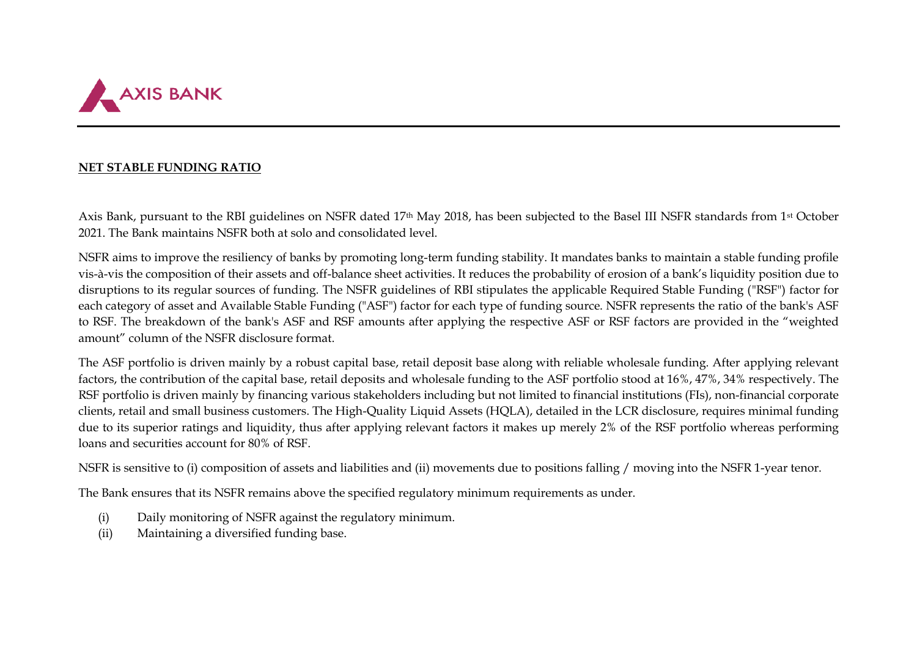AXIS BANK

## NET STABLE FUNDING RATIO

Axis Bank, pursuant to the RBI guidelines on NSFR dated 17th May 2018, has been subjected to the Basel III NSFR standards from 1st October 2021. The Bank maintains NSFR both at solo and consolidated level.

NSFR aims to improve the resiliency of banks by promoting long-term funding stability. It mandates banks to maintain a stable funding profile vis-à-vis the composition of their assets and off-balance sheet activities. It reduces the probability of erosion of a bank's liquidity position due to disruptions to its regular sources of funding. The NSFR guidelines of RBI stipulates the applicable Required Stable Funding ("RSF") factor for each category of asset and Available Stable Funding ("ASF") factor for each type of funding source. NSFR represents the ratio of the bank's ASF to RSF. The breakdown of the bank's ASF and RSF amounts after applying the respective ASF or RSF factors are provided in the "weighted amount" column of the NSFR disclosure format.

The ASF portfolio is driven mainly by a robust capital base, retail deposit base along with reliable wholesale funding. After applying relevant factors, the contribution of the capital base, retail deposits and wholesale funding to the ASF portfolio stood at 16%, 47%, 34% respectively. The RSF portfolio is driven mainly by financing various stakeholders including but not limited to financial institutions (FIs), non-financial corporate clients, retail and small business customers. The High-Quality Liquid Assets (HQLA), detailed in the LCR disclosure, requires minimal funding due to its superior ratings and liquidity, thus after applying relevant factors it makes up merely 2% of the RSF portfolio whereas performing loans and securities account for 80% of RSF.

NSFR is sensitive to (i) composition of assets and liabilities and (ii) movements due to positions falling / moving into the NSFR 1-year tenor.

The Bank ensures that its NSFR remains above the specified regulatory minimum requirements as under.

(i) Daily monitoring of NSFR against the regulatory minimum.

(ii) Maintaining a diversified funding base.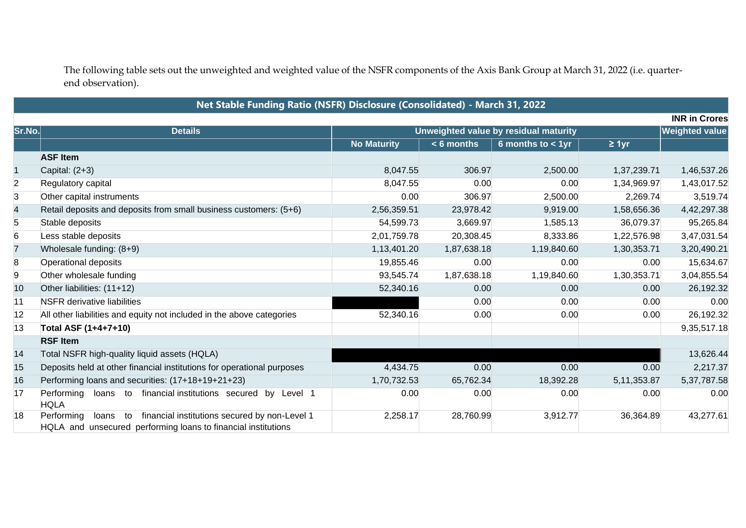The following table sets out the unweighted and weighted value of the NSFR components of the Axis Bank Group at March 31, 2022 (i.e. quarter-end observation).

| Net Stable Funding Ratio (NSFR) Disclosure (Consolidated) - March 31, 2022 | | | | | | |
|---|---|---|---|---|---|---|
| | | | | | | **INR in Crores** |
| **Sr.No.** | **Details** | **Unweighted value by residual maturity** | | | | **Weighted value** |
| | | **No Maturity** | **< 6 months** | **6 months to < 1yr** | **≥ 1yr** | |
| | **ASF Item** | | | | | |
| 1 | Capital: (2+3) | 8,047.55 | 306.97 | 2,500.00 | 1,37,239.71 | 1,46,537.26 |
| 2 | Regulatory capital | 8,047.55 | 0.00 | 0.00 | 1,34,969.97 | 1,43,017.52 |
| 3 | Other capital instruments | 0.00 | 306.97 | 2,500.00 | 2,269.74 | 3,519.74 |
| 4 | Retail deposits and deposits from small business customers: (5+6) | 2,56,359.51 | 23,978.42 | 9,919.00 | 1,58,656.36 | 4,42,297.38 |
| 5 | Stable deposits | 54,599.73 | 3,669.97 | 1,585.13 | 36,079.37 | 95,265.84 |
| 6 | Less stable deposits | 2,01,759.78 | 20,308.45 | 8,333.86 | 1,22,576.98 | 3,47,031.54 |
| 7 | Wholesale funding: (8+9) | 1,13,401.20 | 1,87,638.18 | 1,19,840.60 | 1,30,353.71 | 3,20,490.21 |
| 8 | Operational deposits | 19,855.46 | 0.00 | 0.00 | 0.00 | 15,634.67 |
| 9 | Other wholesale funding | 93,545.74 | 1,87,638.18 | 1,19,840.60 | 1,30,353.71 | 3,04,855.54 |
| 10 | Other liabilities: (11+12) | 52,340.16 | 0.00 | 0.00 | 0.00 | 26,192.32 |
| 11 | NSFR derivative liabilities | | 0.00 | 0.00 | 0.00 | 0.00 |
| 12 | All other liabilities and equity not included in the above categories | 52,340.16 | 0.00 | 0.00 | 0.00 | 26,192.32 |
| 13 | **Total ASF (1+4+7+10)** | | | | | 9,35,517.18 |
| | **RSF Item** | | | | | |
| 14 | Total NSFR high-quality liquid assets (HQLA) | | | | | 13,626.44 |
| 15 | Deposits held at other financial institutions for operational purposes | 4,434.75 | 0.00 | 0.00 | 0.00 | 2,217.37 |
| 16 | Performing loans and securities: (17+18+19+21+23) | 1,70,732.53 | 65,762.34 | 18,392.28 | 5,11,353.87 | 5,37,787.58 |
| 17 | Performing loans to financial institutions secured by Level 1 HQLA | 0.00 | 0.00 | 0.00 | 0.00 | 0.00 |
| 18 | Performing loans to financial institutions secured by non-Level 1 HQLA and unsecured performing loans to financial institutions | 2,258.17 | 28,760.99 | 3,912.77 | 36,364.89 | 43,277.61 |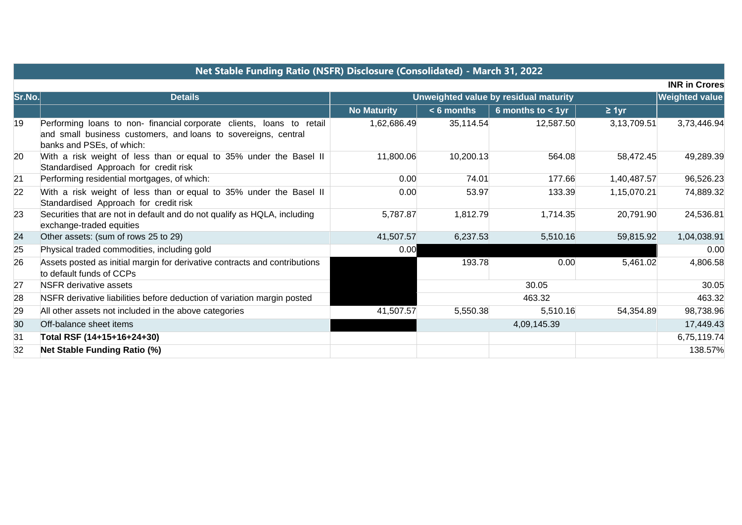| Net Stable Funding Ratio (NSFR) Disclosure (Consolidated) - March 31, 2022 | | | | | | |
|---|---|---|---|---|---|---|
| | | | | | | INR in Crores |
| Sr.No. | Details | Unweighted value by residual maturity | | | | Weighted value |
| | | No Maturity | < 6 months | 6 months to < 1yr | ≥ 1yr | |
| 19 | Performing loans to non- financial corporate clients, loans to retail and small business customers, and loans to sovereigns, central banks and PSEs, of which: | 1,62,686.49 | 35,114.54 | 12,587.50 | 3,13,709.51 | 3,73,446.94 |
| 20 | With a risk weight of less than or equal to 35% under the Basel II Standardised Approach for credit risk | 11,800.06 | 10,200.13 | 564.08 | 58,472.45 | 49,289.39 |
| 21 | Performing residential mortgages, of which: | 0.00 | 74.01 | 177.66 | 1,40,487.57 | 96,526.23 |
| 22 | With a risk weight of less than or equal to 35% under the Basel II Standardised Approach for credit risk | 0.00 | 53.97 | 133.39 | 1,15,070.21 | 74,889.32 |
| 23 | Securities that are not in default and do not qualify as HQLA, including exchange-traded equities | 5,787.87 | 1,812.79 | 1,714.35 | 20,791.90 | 24,536.81 |
| 24 | Other assets: (sum of rows 25 to 29) | 41,507.57 | 6,237.53 | 5,510.16 | 59,815.92 | 1,04,038.91 |
| 25 | Physical traded commodities, including gold | 0.00 | | | | 0.00 |
| 26 | Assets posted as initial margin for derivative contracts and contributions to default funds of CCPs | | 193.78 | 0.00 | 5,461.02 | 4,806.58 |
| 27 | NSFR derivative assets | | 30.05 | | | 30.05 |
| 28 | NSFR derivative liabilities before deduction of variation margin posted | | 463.32 | | | 463.32 |
| 29 | All other assets not included in the above categories | 41,507.57 | 5,550.38 | 5,510.16 | 54,354.89 | 98,738.96 |
| 30 | Off-balance sheet items | | 4,09,145.39 | | | 17,449.43 |
| 31 | **Total RSF (14+15+16+24+30)** | | | | | 6,75,119.74 |
| 32 | **Net Stable Funding Ratio (%)** | | | | | 138.57% |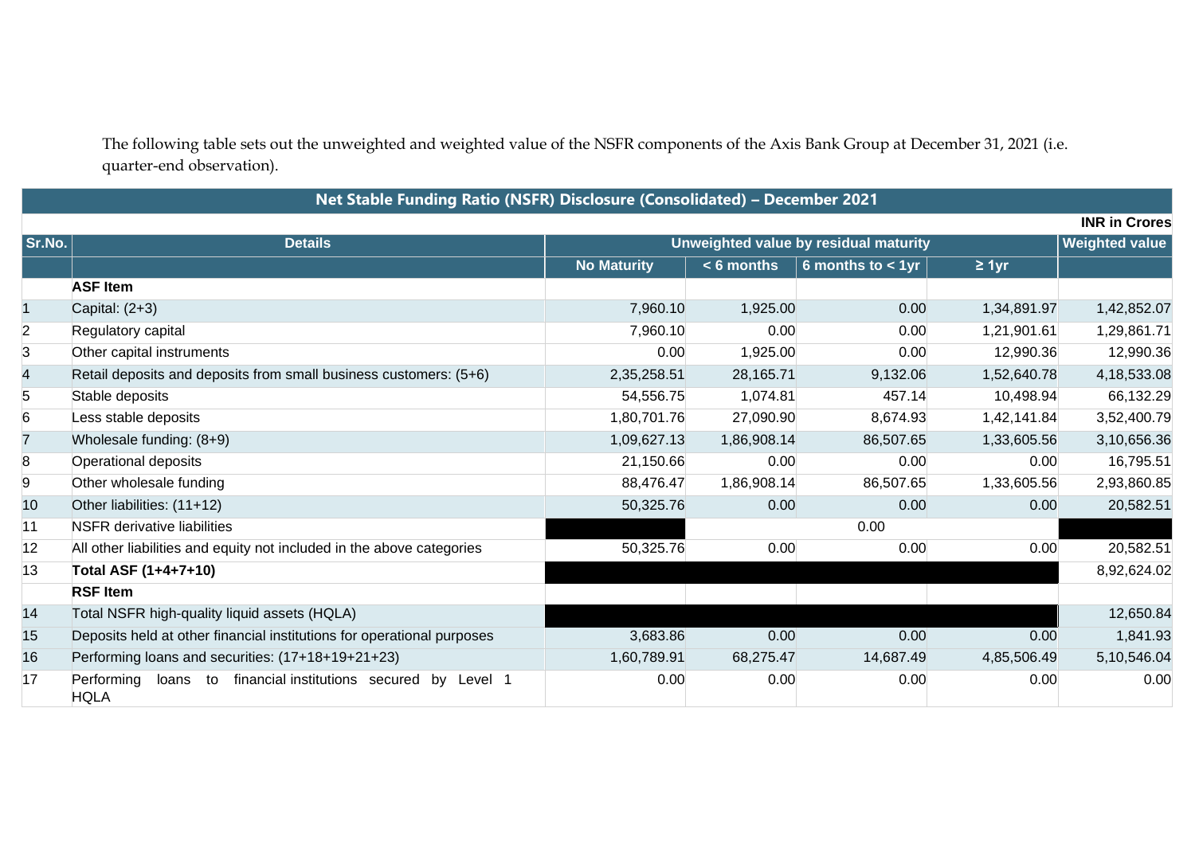The following table sets out the unweighted and weighted value of the NSFR components of the Axis Bank Group at December 31, 2021 (i.e. quarter-end observation).

**Net Stable Funding Ratio (NSFR) Disclosure (Consolidated) – December 2021**

**INR in Crores**

| Sr.No. | Details | Unweighted value by residual maturity | | | | Weighted value |
|---|---|---|---|---|---|---|
| | | No Maturity | < 6 months | 6 months to < 1yr | ≥ 1yr | |
| | **ASF Item** | | | | | |
| 1 | Capital: (2+3) | 7,960.10 | 1,925.00 | 0.00 | 1,34,891.97 | 1,42,852.07 |
| 2 | Regulatory capital | 7,960.10 | 0.00 | 0.00 | 1,21,901.61 | 1,29,861.71 |
| 3 | Other capital instruments | 0.00 | 1,925.00 | 0.00 | 12,990.36 | 12,990.36 |
| 4 | Retail deposits and deposits from small business customers: (5+6) | 2,35,258.51 | 28,165.71 | 9,132.06 | 1,52,640.78 | 4,18,533.08 |
| 5 | Stable deposits | 54,556.75 | 1,074.81 | 457.14 | 10,498.94 | 66,132.29 |
| 6 | Less stable deposits | 1,80,701.76 | 27,090.90 | 8,674.93 | 1,42,141.84 | 3,52,400.79 |
| 7 | Wholesale funding: (8+9) | 1,09,627.13 | 1,86,908.14 | 86,507.65 | 1,33,605.56 | 3,10,656.36 |
| 8 | Operational deposits | 21,150.66 | 0.00 | 0.00 | 0.00 | 16,795.51 |
| 9 | Other wholesale funding | 88,476.47 | 1,86,908.14 | 86,507.65 | 1,33,605.56 | 2,93,860.85 |
| 10 | Other liabilities: (11+12) | 50,325.76 | 0.00 | 0.00 | 0.00 | 20,582.51 |
| 11 | NSFR derivative liabilities | | 0.00 | | | |
| 12 | All other liabilities and equity not included in the above categories | 50,325.76 | 0.00 | 0.00 | 0.00 | 20,582.51 |
| 13 | **Total ASF (1+4+7+10)** | | | | | 8,92,624.02 |
| | **RSF Item** | | | | | |
| 14 | Total NSFR high-quality liquid assets (HQLA) | | | | | 12,650.84 |
| 15 | Deposits held at other financial institutions for operational purposes | 3,683.86 | 0.00 | 0.00 | 0.00 | 1,841.93 |
| 16 | Performing loans and securities: (17+18+19+21+23) | 1,60,789.91 | 68,275.47 | 14,687.49 | 4,85,506.49 | 5,10,546.04 |
| 17 | Performing loans to financial institutions secured by Level 1 HQLA | 0.00 | 0.00 | 0.00 | 0.00 | 0.00 |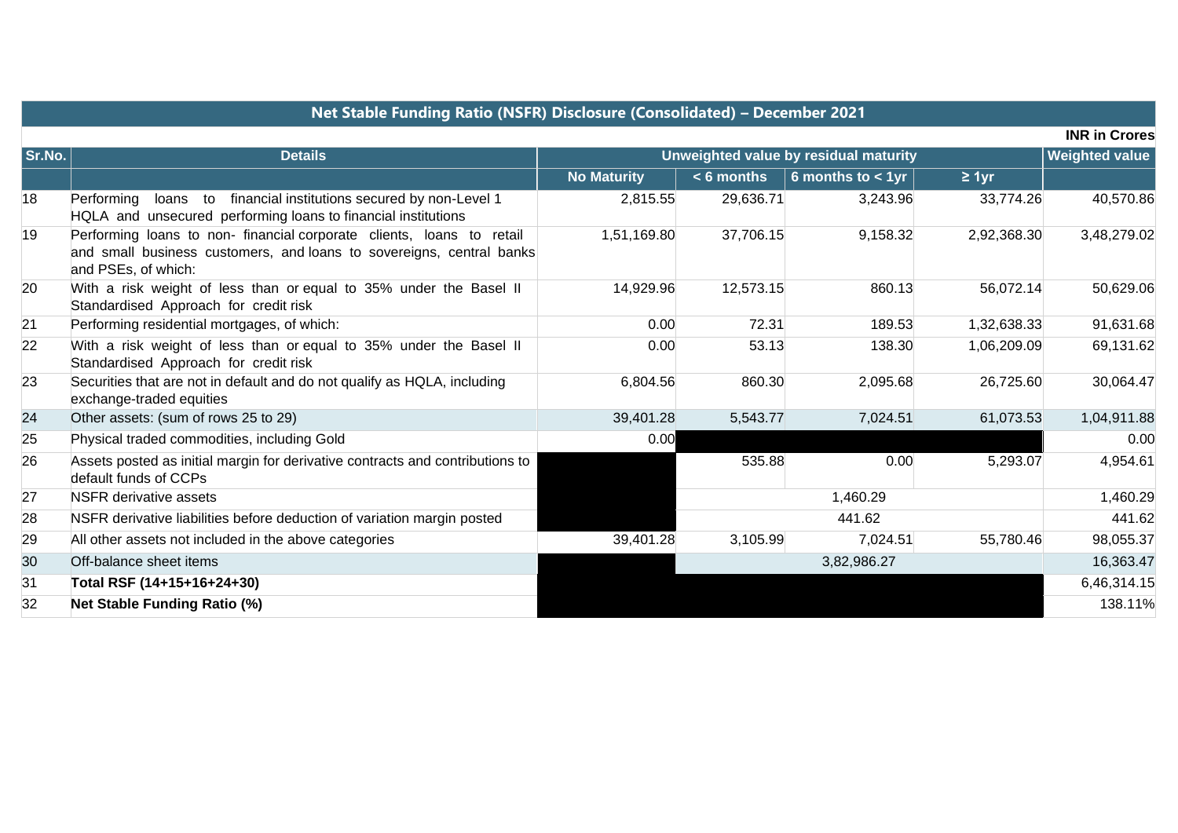## Net Stable Funding Ratio (NSFR) Disclosure (Consolidated) – December 2021

**INR in Crores**

| Sr.No. | Details | Unweighted value by residual maturity | | | | Weighted value |
|---|---|---|---|---|---|---|
| | | No Maturity | < 6 months | 6 months to < 1yr | ≥ 1yr | |
| 18 | Performing loans to financial institutions secured by non-Level 1 HQLA and unsecured performing loans to financial institutions | 2,815.55 | 29,636.71 | 3,243.96 | 33,774.26 | 40,570.86 |
| 19 | Performing loans to non- financial corporate clients, loans to retail and small business customers, and loans to sovereigns, central banks and PSEs, of which: | 1,51,169.80 | 37,706.15 | 9,158.32 | 2,92,368.30 | 3,48,279.02 |
| 20 | With a risk weight of less than or equal to 35% under the Basel II Standardised Approach for credit risk | 14,929.96 | 12,573.15 | 860.13 | 56,072.14 | 50,629.06 |
| 21 | Performing residential mortgages, of which: | 0.00 | 72.31 | 189.53 | 1,32,638.33 | 91,631.68 |
| 22 | With a risk weight of less than or equal to 35% under the Basel II Standardised Approach for credit risk | 0.00 | 53.13 | 138.30 | 1,06,209.09 | 69,131.62 |
| 23 | Securities that are not in default and do not qualify as HQLA, including exchange-traded equities | 6,804.56 | 860.30 | 2,095.68 | 26,725.60 | 30,064.47 |
| 24 | Other assets: (sum of rows 25 to 29) | 39,401.28 | 5,543.77 | 7,024.51 | 61,073.53 | 1,04,911.88 |
| 25 | Physical traded commodities, including Gold | 0.00 | | | | 0.00 |
| 26 | Assets posted as initial margin for derivative contracts and contributions to default funds of CCPs | | 535.88 | 0.00 | 5,293.07 | 4,954.61 |
| 27 | NSFR derivative assets | | 1,460.29 | | | 1,460.29 |
| 28 | NSFR derivative liabilities before deduction of variation margin posted | | 441.62 | | | 441.62 |
| 29 | All other assets not included in the above categories | 39,401.28 | 3,105.99 | 7,024.51 | 55,780.46 | 98,055.37 |
| 30 | Off-balance sheet items | | 3,82,986.27 | | | 16,363.47 |
| 31 | **Total RSF (14+15+16+24+30)** | | | | | 6,46,314.15 |
| 32 | **Net Stable Funding Ratio (%)** | | | | | 138.11% |